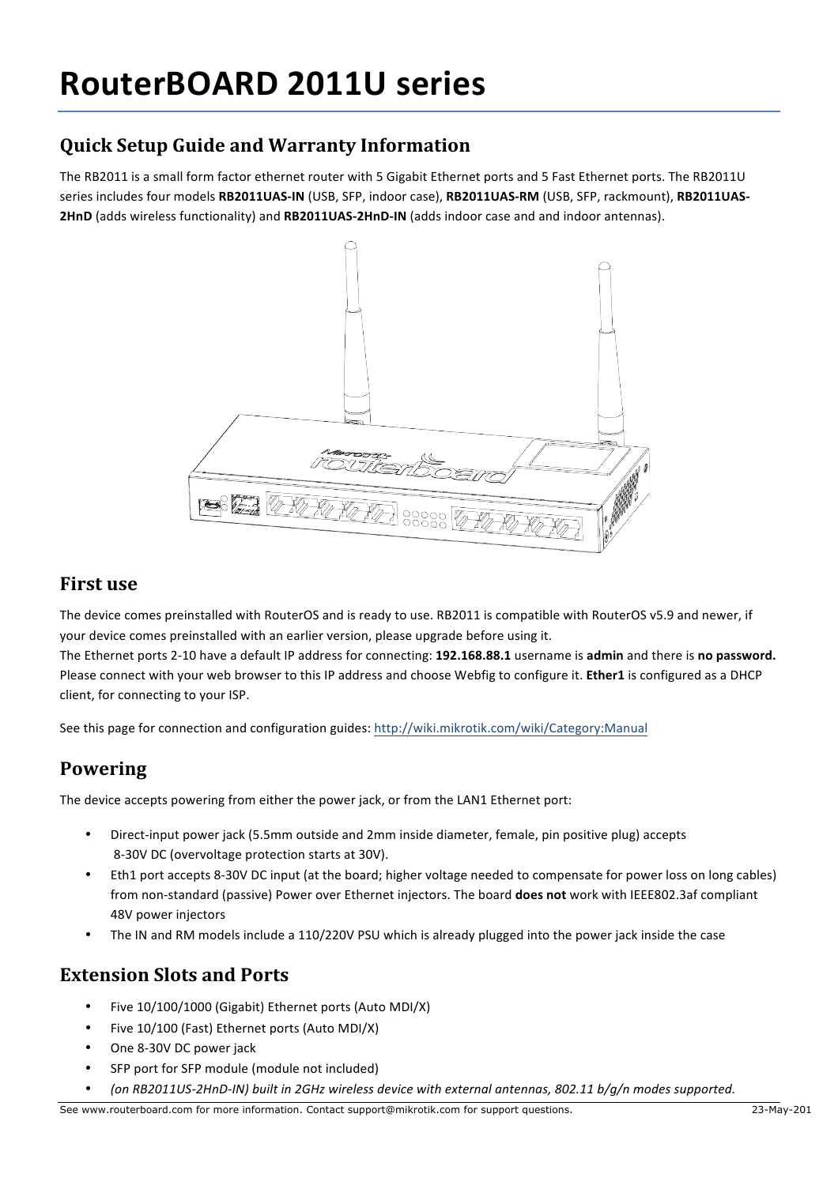# RouterBOARD 2011U series

## Quick Setup Guide and Warranty Information

The RB2011 is a small form factor ethernet router with 5 Gigabit Ethernet ports and 5 Fast Ethernet ports. The RB2011U series includes four models **RB2011UAS-IN** (USB, SFP, indoor case), **RB2011UAS-RM** (USB, SFP, rackmount), **RB2011UAS-2HnD** (adds wireless functionality) and **RB2011UAS-2HnD-IN** (adds indoor case and and indoor antennas).

## First use

The device comes preinstalled with RouterOS and is ready to use. RB2011 is compatible with RouterOS v5.9 and newer, if your device comes preinstalled with an earlier version, please upgrade before using it.
The Ethernet ports 2-10 have a default IP address for connecting: **192.168.88.1** username is **admin** and there is **no password.** Please connect with your web browser to this IP address and choose Webfig to configure it. **Ether1** is configured as a DHCP client, for connecting to your ISP.

See this page for connection and configuration guides: http://wiki.mikrotik.com/wiki/Category:Manual

## Powering

The device accepts powering from either the power jack, or from the LAN1 Ethernet port:

- Direct-input power jack (5.5mm outside and 2mm inside diameter, female, pin positive plug) accepts 8-30V DC (overvoltage protection starts at 30V).
- Eth1 port accepts 8-30V DC input (at the board; higher voltage needed to compensate for power loss on long cables) from non-standard (passive) Power over Ethernet injectors. The board **does not** work with IEEE802.3af compliant 48V power injectors
- The IN and RM models include a 110/220V PSU which is already plugged into the power jack inside the case

## Extension Slots and Ports

- Five 10/100/1000 (Gigabit) Ethernet ports (Auto MDI/X)
- Five 10/100 (Fast) Ethernet ports (Auto MDI/X)
- One 8-30V DC power jack
- SFP port for SFP module (module not included)
- *(on RB2011US-2HnD-IN) built in 2GHz wireless device with external antennas, 802.11 b/g/n modes supported.*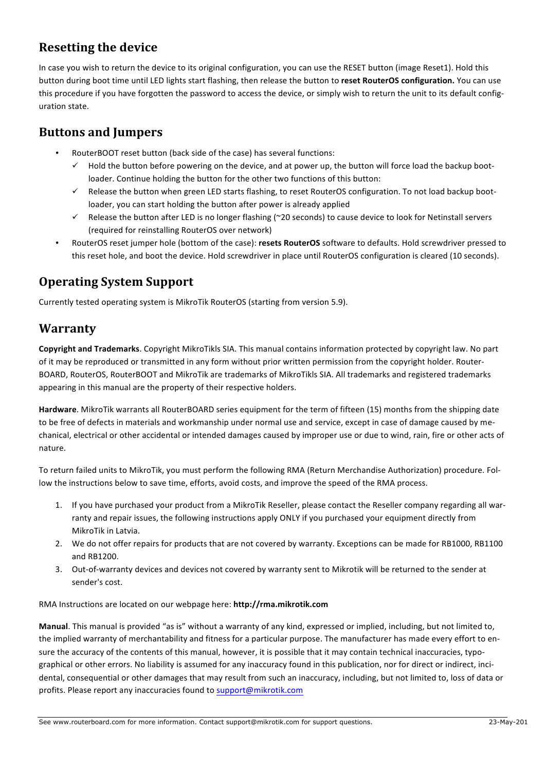## Resetting the device

In case you wish to return the device to its original configuration, you can use the RESET button (image Reset1). Hold this button during boot time until LED lights start flashing, then release the button to **reset RouterOS configuration.** You can use this procedure if you have forgotten the password to access the device, or simply wish to return the unit to its default configuration state.

## Buttons and Jumpers

- RouterBOOT reset button (back side of the case) has several functions:
  - ✓ Hold the button before powering on the device, and at power up, the button will force load the backup bootloader. Continue holding the button for the other two functions of this button:
  - ✓ Release the button when green LED starts flashing, to reset RouterOS configuration. To not load backup bootloader, you can start holding the button after power is already applied
  - ✓ Release the button after LED is no longer flashing (~20 seconds) to cause device to look for Netinstall servers (required for reinstalling RouterOS over network)
- RouterOS reset jumper hole (bottom of the case): **resets RouterOS** software to defaults. Hold screwdriver pressed to this reset hole, and boot the device. Hold screwdriver in place until RouterOS configuration is cleared (10 seconds).

## Operating System Support

Currently tested operating system is MikroTik RouterOS (starting from version 5.9).

## Warranty

**Copyright and Trademarks**. Copyright MikroTikls SIA. This manual contains information protected by copyright law. No part of it may be reproduced or transmitted in any form without prior written permission from the copyright holder. RouterBOARD, RouterOS, RouterBOOT and MikroTik are trademarks of MikroTikls SIA. All trademarks and registered trademarks appearing in this manual are the property of their respective holders.

**Hardware**. MikroTik warrants all RouterBOARD series equipment for the term of fifteen (15) months from the shipping date to be free of defects in materials and workmanship under normal use and service, except in case of damage caused by mechanical, electrical or other accidental or intended damages caused by improper use or due to wind, rain, fire or other acts of nature.

To return failed units to MikroTik, you must perform the following RMA (Return Merchandise Authorization) procedure. Follow the instructions below to save time, efforts, avoid costs, and improve the speed of the RMA process.

1. If you have purchased your product from a MikroTik Reseller, please contact the Reseller company regarding all warranty and repair issues, the following instructions apply ONLY if you purchased your equipment directly from MikroTik in Latvia.
2. We do not offer repairs for products that are not covered by warranty. Exceptions can be made for RB1000, RB1100 and RB1200.
3. Out-of-warranty devices and devices not covered by warranty sent to Mikrotik will be returned to the sender at sender's cost.

RMA Instructions are located on our webpage here: **http://rma.mikrotik.com**

**Manual**. This manual is provided "as is" without a warranty of any kind, expressed or implied, including, but not limited to, the implied warranty of merchantability and fitness for a particular purpose. The manufacturer has made every effort to ensure the accuracy of the contents of this manual, however, it is possible that it may contain technical inaccuracies, typographical or other errors. No liability is assumed for any inaccuracy found in this publication, nor for direct or indirect, incidental, consequential or other damages that may result from such an inaccuracy, including, but not limited to, loss of data or profits. Please report any inaccuracies found to support@mikrotik.com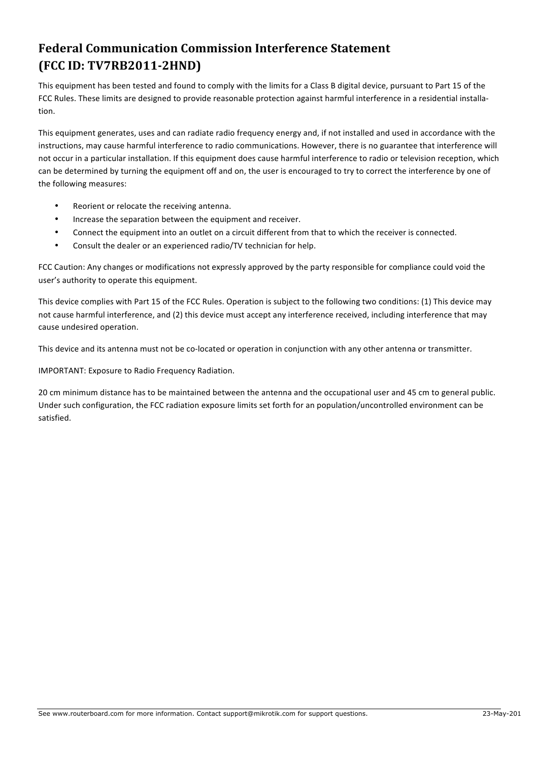# Federal Communication Commission Interference Statement (FCC ID: TV7RB2011-2HND)

This equipment has been tested and found to comply with the limits for a Class B digital device, pursuant to Part 15 of the FCC Rules. These limits are designed to provide reasonable protection against harmful interference in a residential installation.

This equipment generates, uses and can radiate radio frequency energy and, if not installed and used in accordance with the instructions, may cause harmful interference to radio communications. However, there is no guarantee that interference will not occur in a particular installation. If this equipment does cause harmful interference to radio or television reception, which can be determined by turning the equipment off and on, the user is encouraged to try to correct the interference by one of the following measures:

- Reorient or relocate the receiving antenna.
- Increase the separation between the equipment and receiver.
- Connect the equipment into an outlet on a circuit different from that to which the receiver is connected.
- Consult the dealer or an experienced radio/TV technician for help.

FCC Caution: Any changes or modifications not expressly approved by the party responsible for compliance could void the user's authority to operate this equipment.

This device complies with Part 15 of the FCC Rules. Operation is subject to the following two conditions: (1) This device may not cause harmful interference, and (2) this device must accept any interference received, including interference that may cause undesired operation.

This device and its antenna must not be co-located or operation in conjunction with any other antenna or transmitter.

IMPORTANT: Exposure to Radio Frequency Radiation.

20 cm minimum distance has to be maintained between the antenna and the occupational user and 45 cm to general public. Under such configuration, the FCC radiation exposure limits set forth for an population/uncontrolled environment can be satisfied.